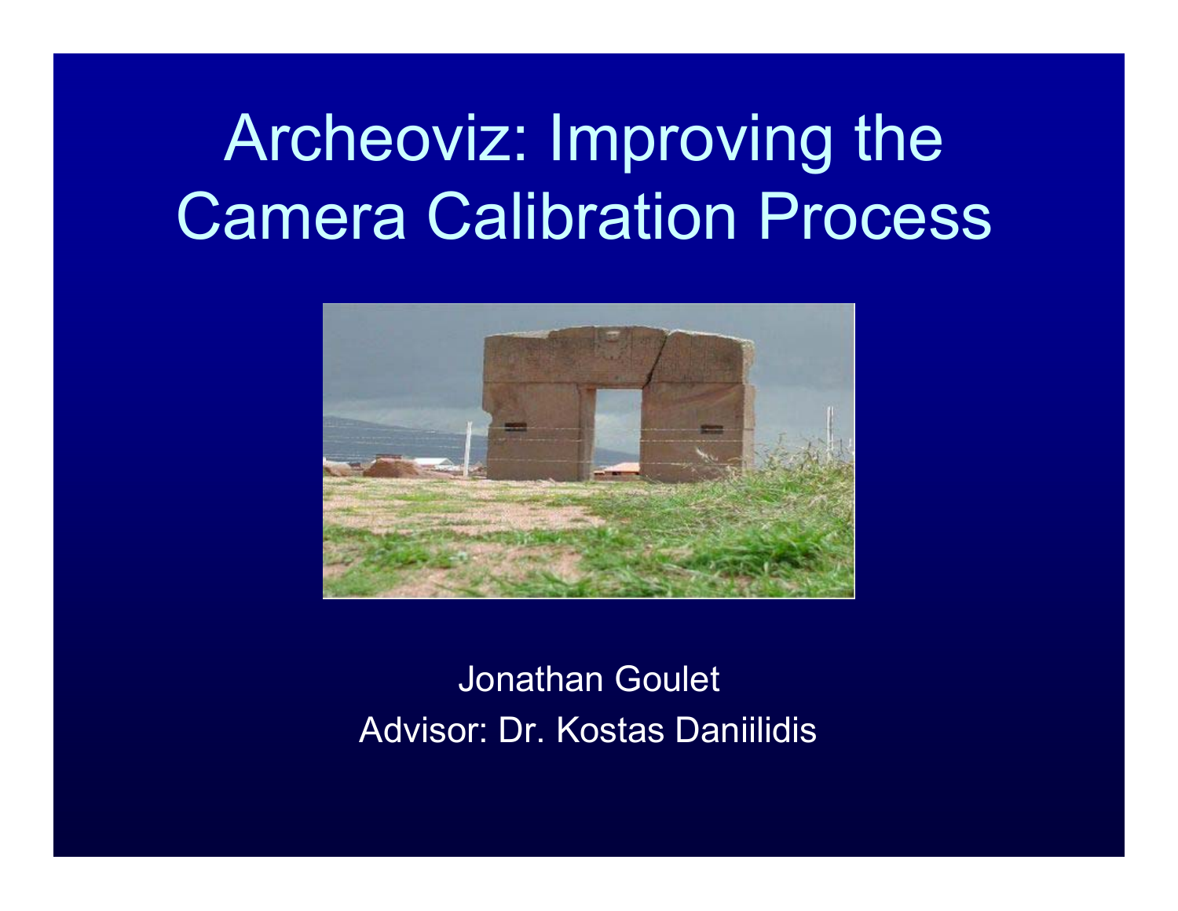# Archeoviz: Improving the Camera Calibration Process

Jonathan Goulet

Advisor: Dr. Kostas Daniilidis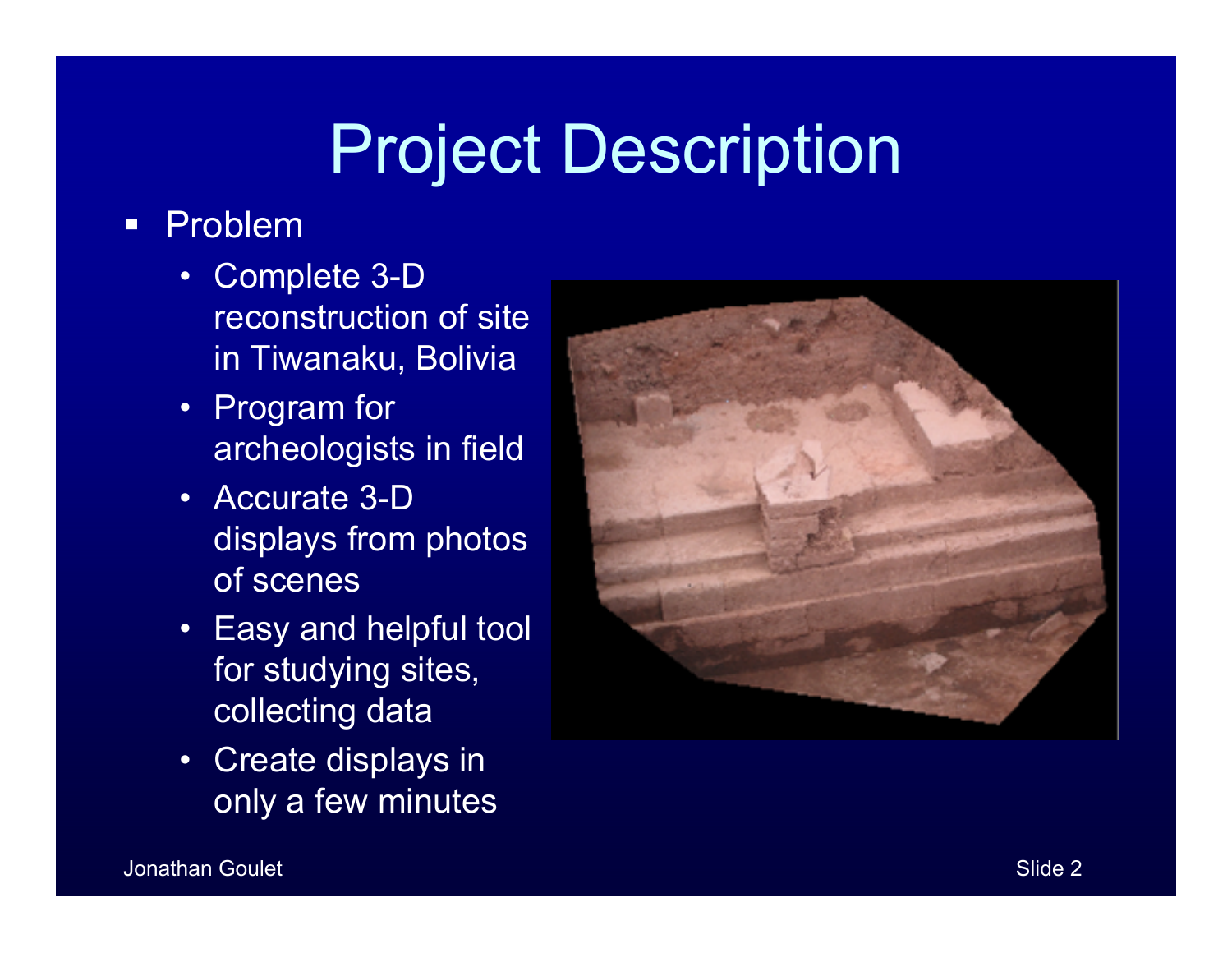# Project Description

- Problem
  - Complete 3-D reconstruction of site in Tiwanaku, Bolivia
  - Program for archeologists in field
  - Accurate 3-D displays from photos of scenes
  - Easy and helpful tool for studying sites, collecting data
  - Create displays in only a few minutes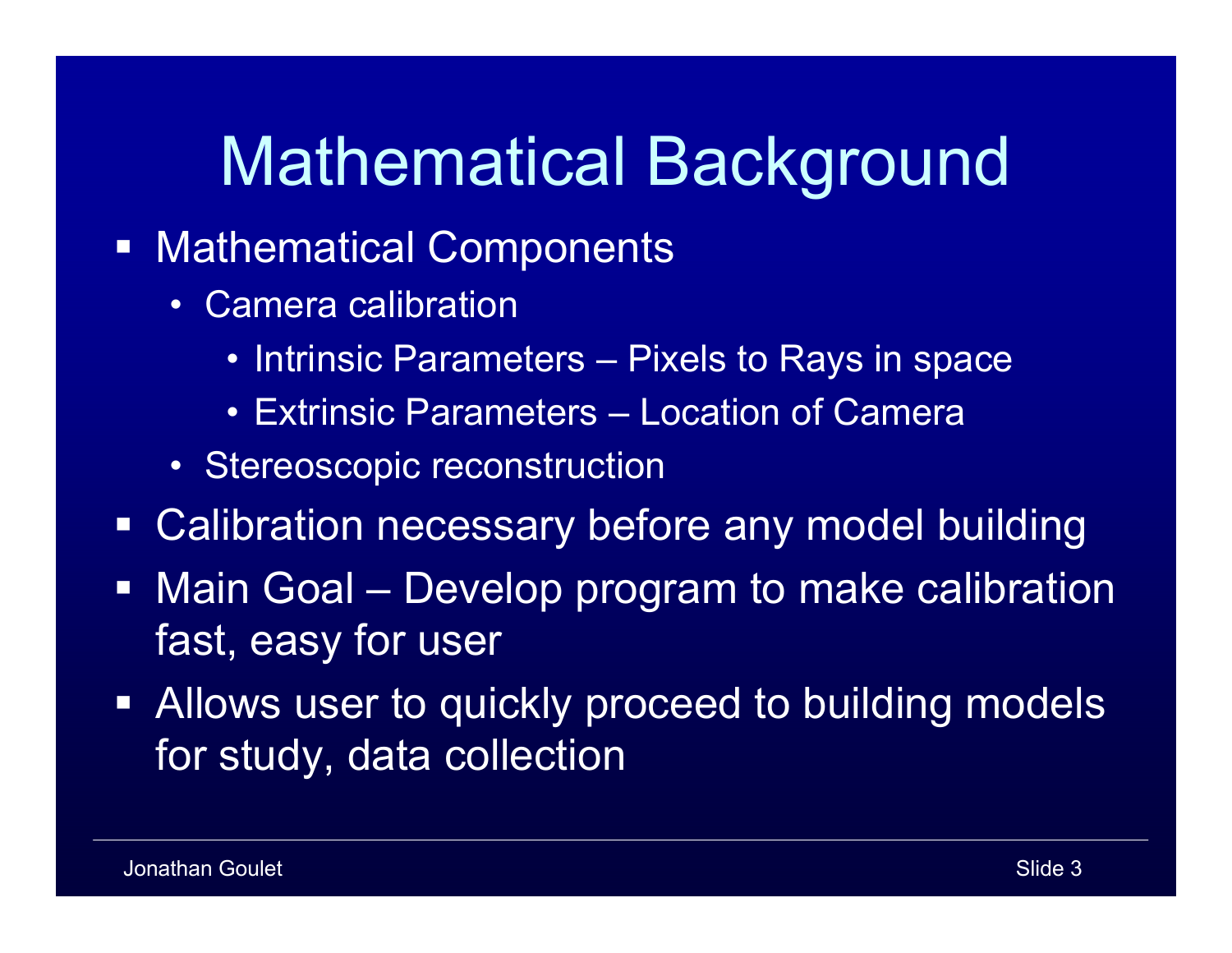# Mathematical Background

- Mathematical Components
  - Camera calibration
    - Intrinsic Parameters – Pixels to Rays in space
    - Extrinsic Parameters – Location of Camera
  - Stereoscopic reconstruction
- Calibration necessary before any model building
- Main Goal – Develop program to make calibration fast, easy for user
- Allows user to quickly proceed to building models for study, data collection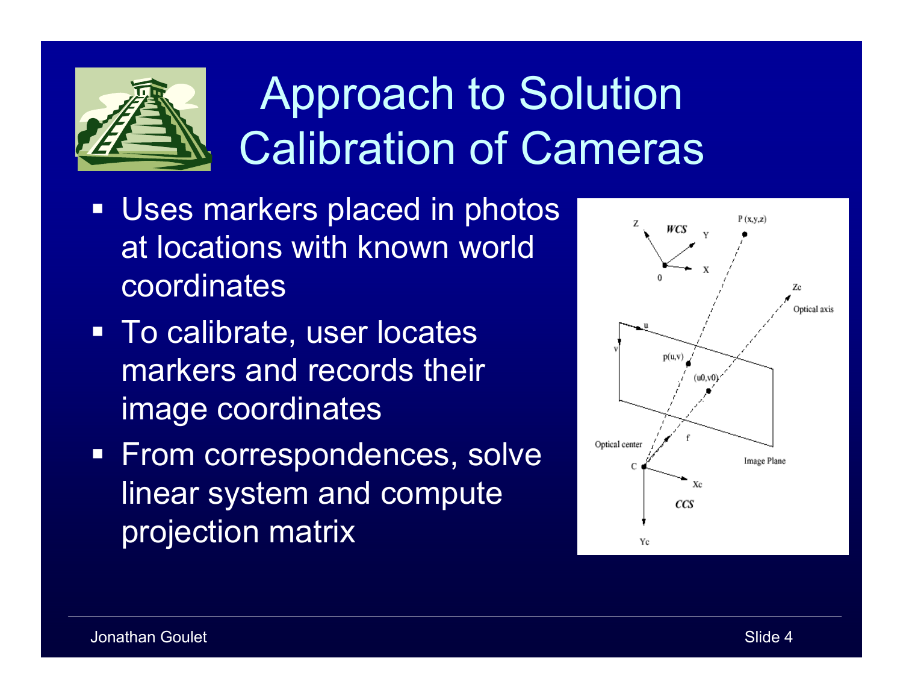# Approach to Solution Calibration of Cameras

- Uses markers placed in photos at locations with known world coordinates
- To calibrate, user locates markers and records their image coordinates
- From correspondences, solve linear system and compute projection matrix

Z WCS Y X 0 P (x,y,z) Zc Optical axis u v p(u,v) (u0,v0) f Optical center C Image Plane Xc CCS Yc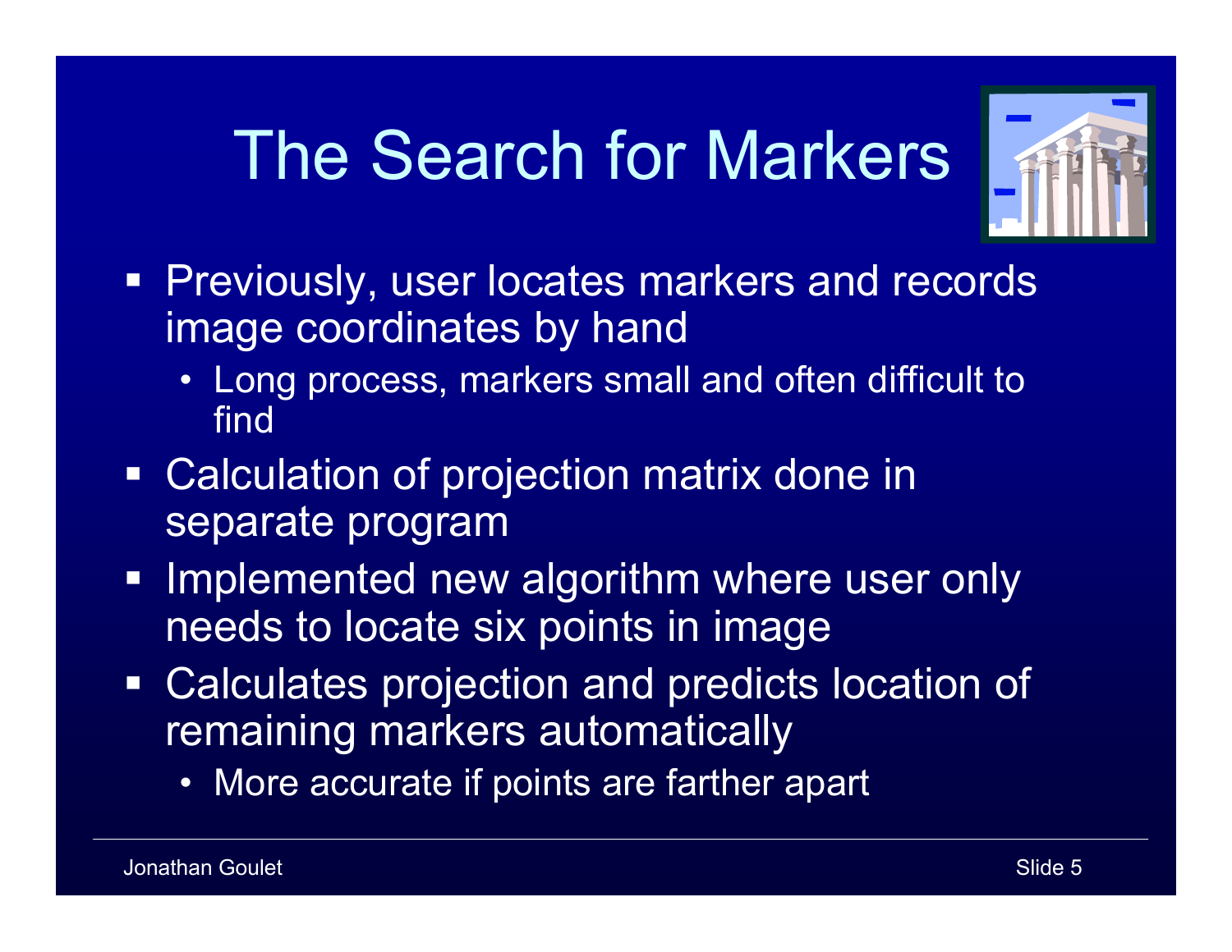# The Search for Markers

- Previously, user locates markers and records image coordinates by hand
  - Long process, markers small and often difficult to find
- Calculation of projection matrix done in separate program
- Implemented new algorithm where user only needs to locate six points in image
- Calculates projection and predicts location of remaining markers automatically
  - More accurate if points are farther apart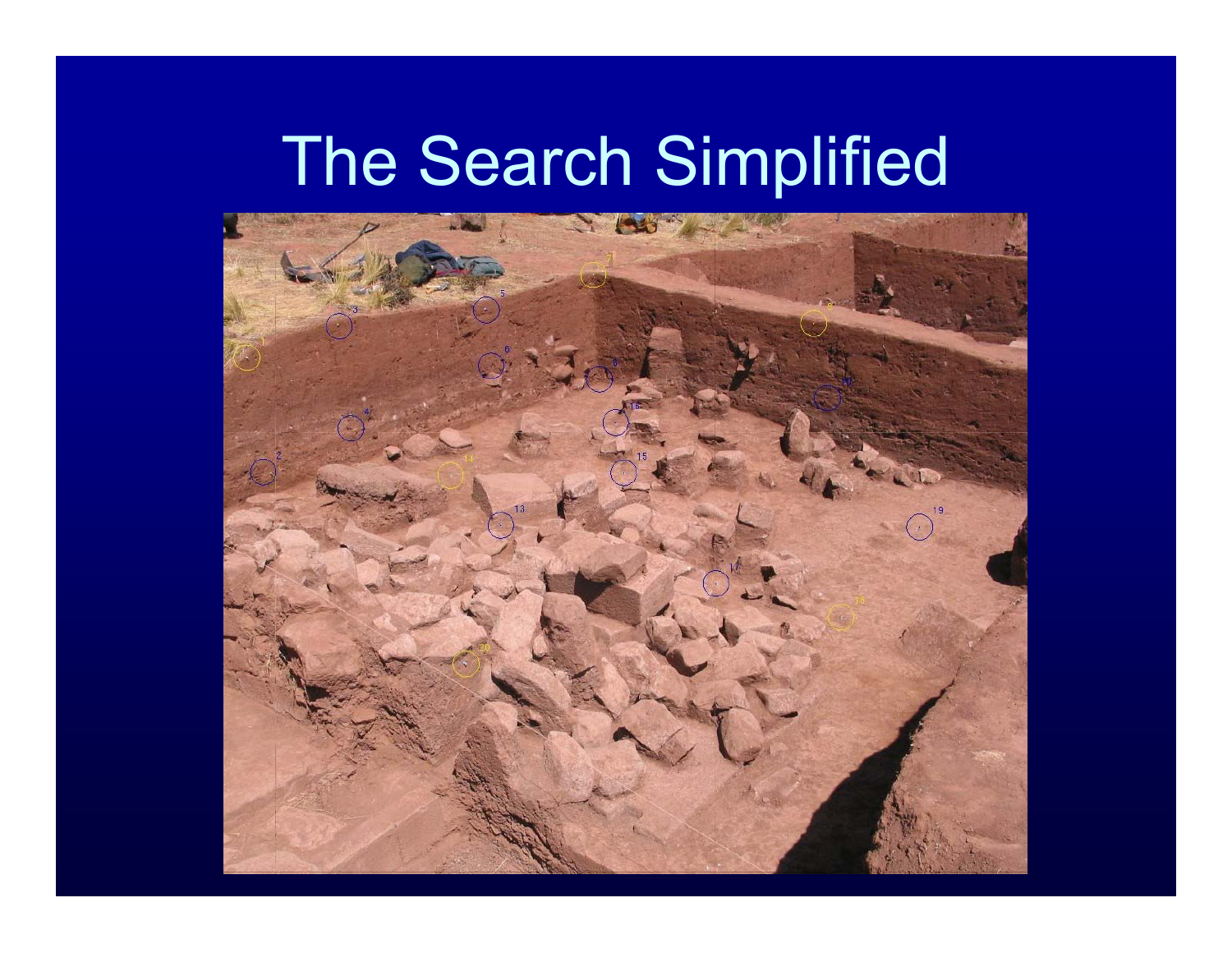# The Search Simplified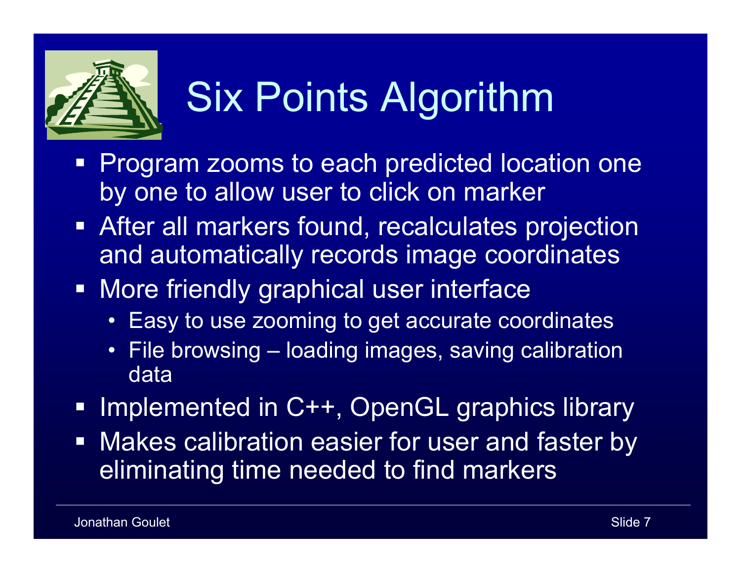# Six Points Algorithm

- Program zooms to each predicted location one by one to allow user to click on marker
- After all markers found, recalculates projection and automatically records image coordinates
- More friendly graphical user interface
  - Easy to use zooming to get accurate coordinates
  - File browsing – loading images, saving calibration data
- Implemented in C++, OpenGL graphics library
- Makes calibration easier for user and faster by eliminating time needed to find markers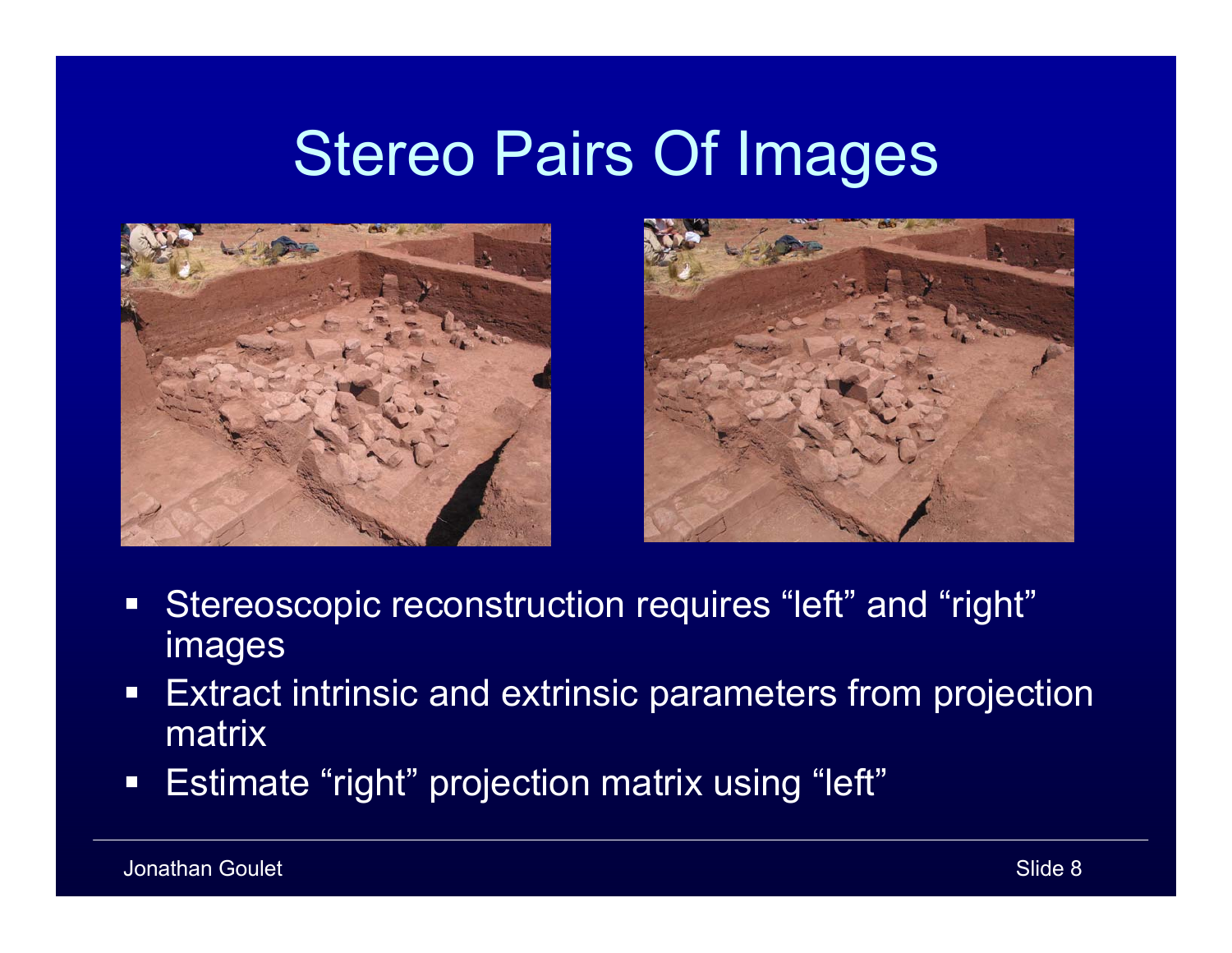# Stereo Pairs Of Images

- Stereoscopic reconstruction requires “left” and “right” images
- Extract intrinsic and extrinsic parameters from projection matrix
- Estimate “right” projection matrix using “left”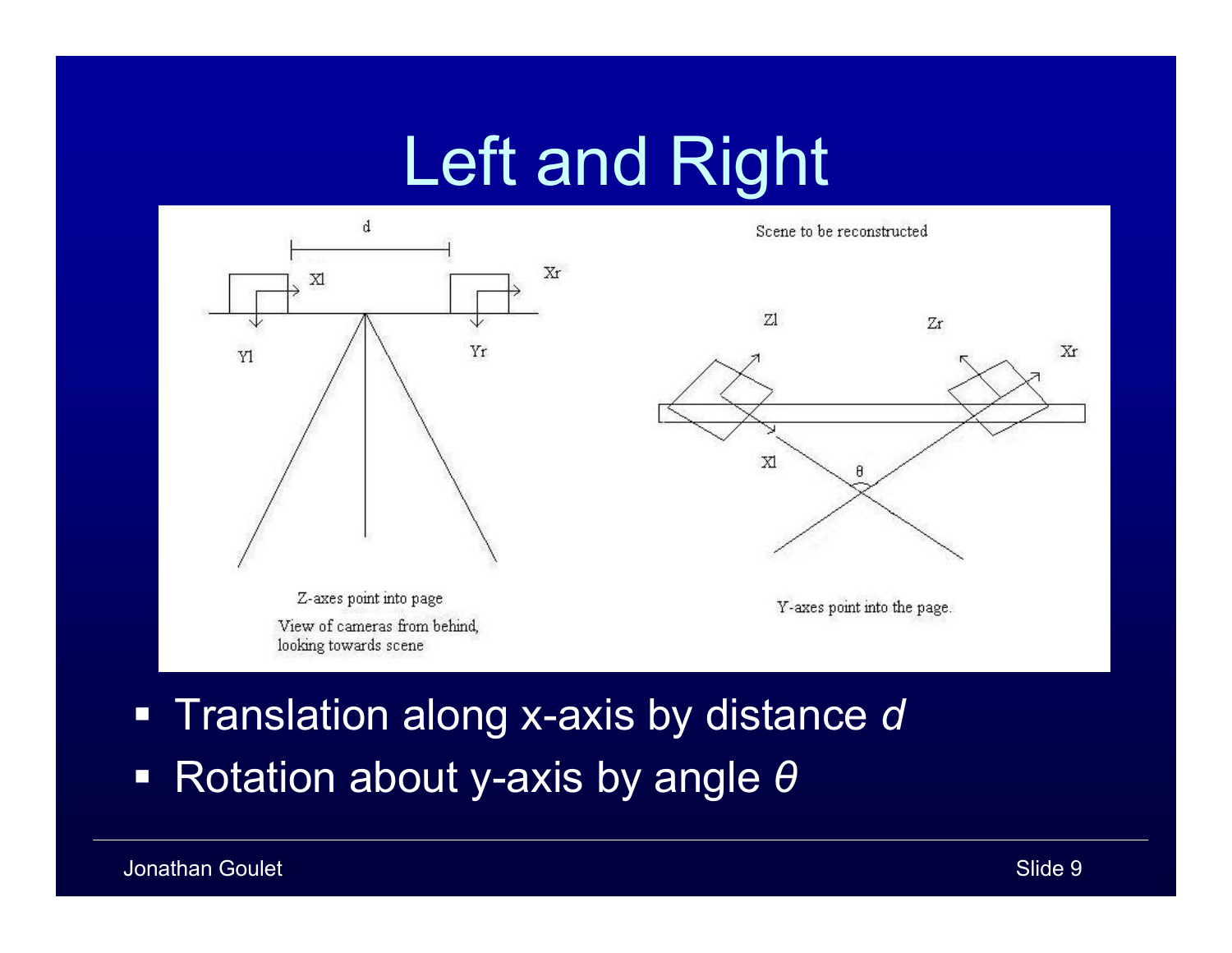# Left and Right

d

Xl

Xr

Yl

Yr

Z-axes point into page

View of cameras from behind, looking towards scene

Scene to be reconstructed

Zl

Zr

Xr

Xl

θ

Y-axes point into the page.

- Translation along x-axis by distance *d*
- Rotation about y-axis by angle *θ*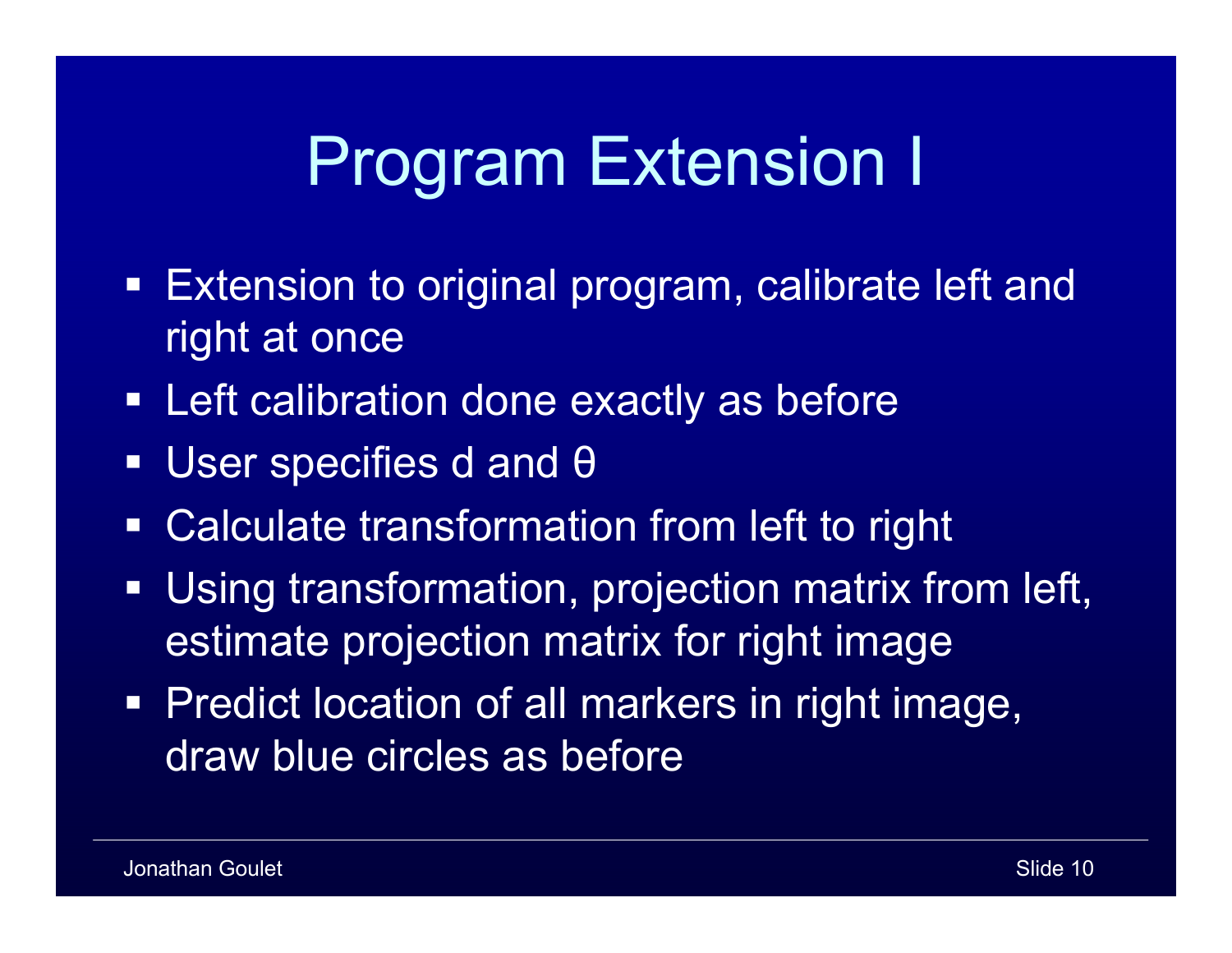# Program Extension I

- Extension to original program, calibrate left and right at once
- Left calibration done exactly as before
- User specifies d and $\theta$
- Calculate transformation from left to right
- Using transformation, projection matrix from left, estimate projection matrix for right image
- Predict location of all markers in right image, draw blue circles as before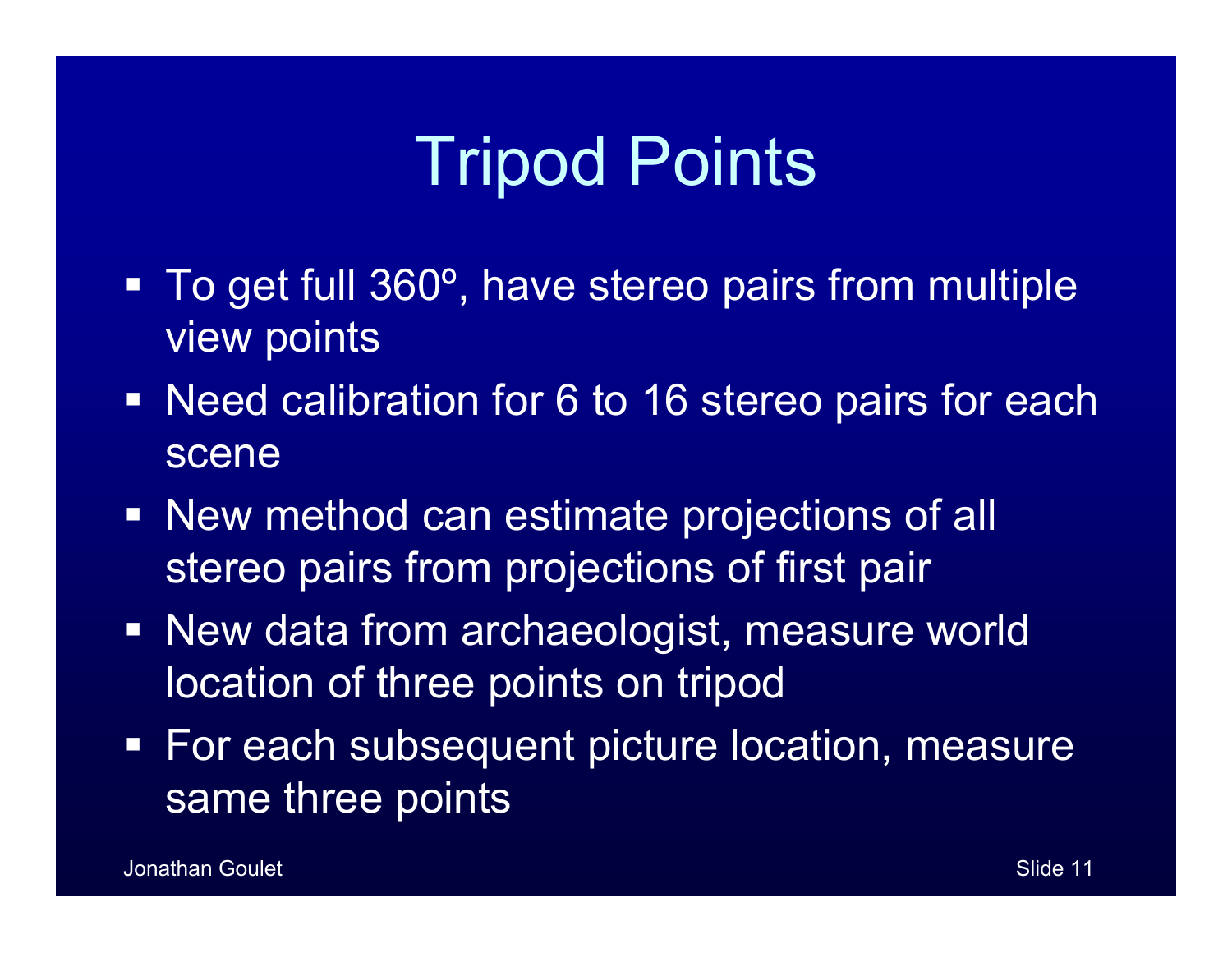# Tripod Points

- To get full 360º, have stereo pairs from multiple view points
- Need calibration for 6 to 16 stereo pairs for each scene
- New method can estimate projections of all stereo pairs from projections of first pair
- New data from archaeologist, measure world location of three points on tripod
- For each subsequent picture location, measure same three points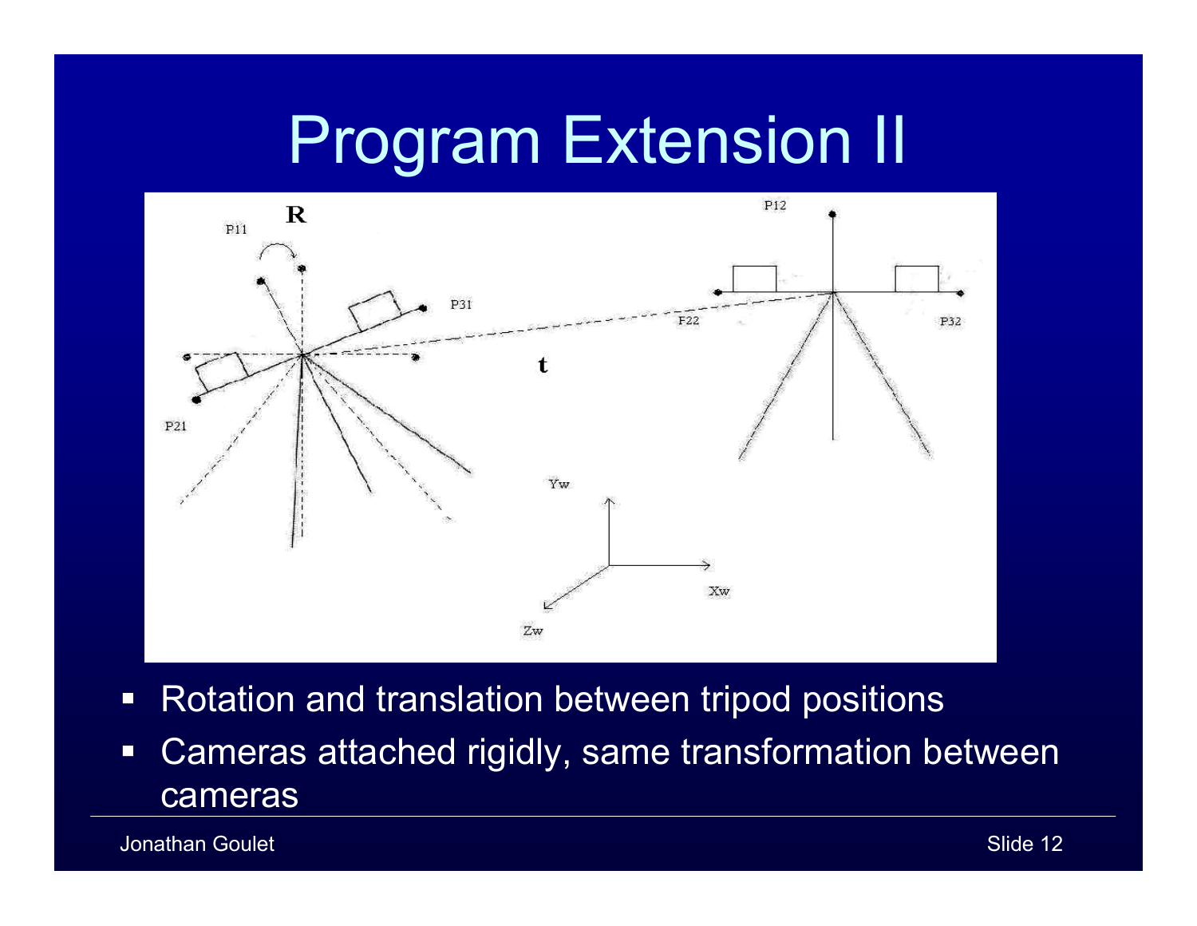# Program Extension II

R

P11

P31

P21

t

P12

F22

P32

Yw

Xw

Zw

- Rotation and translation between tripod positions
- Cameras attached rigidly, same transformation between cameras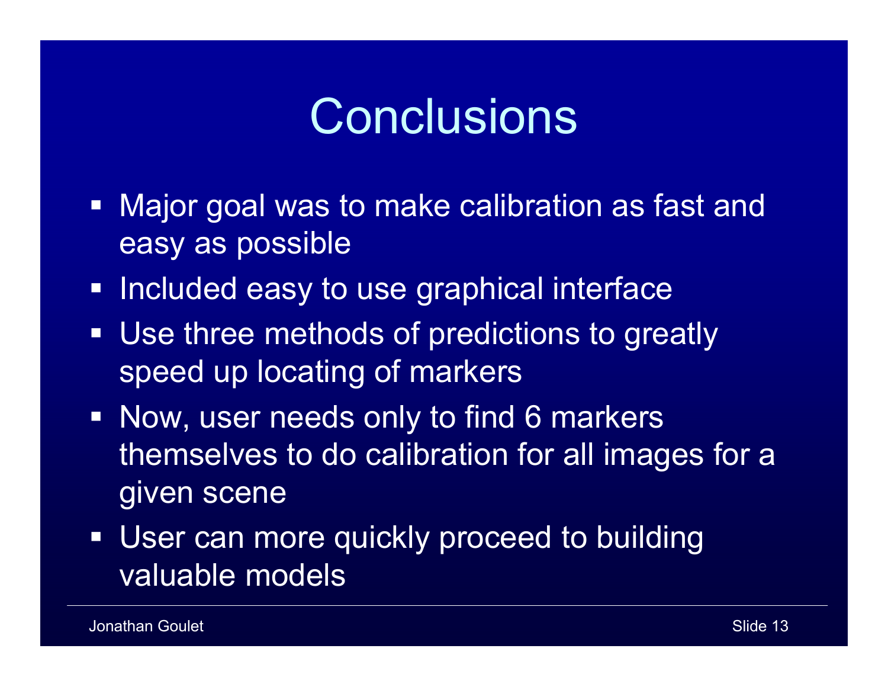# Conclusions

- Major goal was to make calibration as fast and easy as possible
- Included easy to use graphical interface
- Use three methods of predictions to greatly speed up locating of markers
- Now, user needs only to find 6 markers themselves to do calibration for all images for a given scene
- User can more quickly proceed to building valuable models